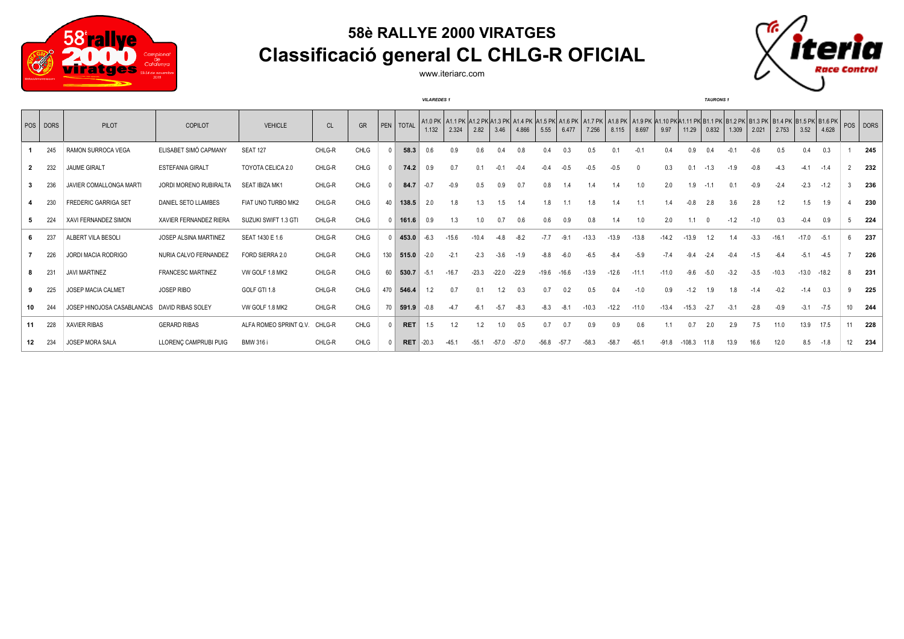# 58è RALLYE 2000 VIRATGES

## Classificació general CL CHLG-R OFICIAL

www.iteriarc.com

| POS | DORS | PILOT | COPILOT | VEHICLE | CL | GR | PEN | TOTAL | A1.0 PK 1.132 | A1.1 PK 2.324 | A1.2 PK 2.82 | A1.3 PK 3.46 | A1.4 PK 4.866 | A1.5 PK 5.55 | A1.6 PK 6.477 | A1.7 PK 7.256 | A1.8 PK 8.115 | A1.9 PK 8.697 | A1.10 PK 9.97 | A1.11 PK 11.29 | B1.1 PK 0.832 | B1.2 PK 1.309 | B1.3 PK 2.021 | B1.4 PK 2.753 | B1.5 PK 3.52 | B1.6 PK 4.628 | POS | DORS |
|---|---|---|---|---|---|---|---|---|---|---|---|---|---|---|---|---|---|---|---|---|---|---|---|---|---|---|---|---|
| | | | | | | | | | VILAREDES 1 | | | | | | | | | | | | TAURONS 1 | | | | | | | |
| 1 | 245 | RAMON SURROCA VEGA | ELISABET SIMÓ CAPMANY | SEAT 127 | CHLG-R | CHLG | 0 | 58.3 | 0.6 | 0.9 | 0.6 | 0.4 | 0.8 | 0.4 | 0.3 | 0.5 | 0.1 | -0.1 | 0.4 | 0.9 | 0.4 | -0.1 | -0.6 | 0.5 | 0.4 | 0.3 | 1 | 245 |
| 2 | 232 | JAUME GIRALT | ESTEFANIA GIRALT | TOYOTA CELICA 2.0 | CHLG-R | CHLG | 0 | 74.2 | 0.9 | 0.7 | 0.1 | -0.1 | -0.4 | -0.4 | -0.5 | -0.5 | -0.5 | 0 | 0.3 | 0.1 | -1.3 | -1.9 | -0.8 | -4.3 | -4.1 | -1.4 | 2 | 232 |
| 3 | 236 | JAVIER COMALLONGA MARTI | JORDI MORENO RUBIRALTA | SEAT IBIZA MK1 | CHLG-R | CHLG | 0 | 84.7 | -0.7 | -0.9 | 0.5 | 0.9 | 0.7 | 0.8 | 1.4 | 1.4 | 1.4 | 1.0 | 2.0 | 1.9 | -1.1 | 0.1 | -0.9 | -2.4 | -2.3 | -1.2 | 3 | 236 |
| 4 | 230 | FREDERIC GARRIGA SET | DANIEL SETO LLAMBES | FIAT UNO TURBO MK2 | CHLG-R | CHLG | 40 | 138.5 | 2.0 | 1.8 | 1.3 | 1.5 | 1.4 | 1.8 | 1.1 | 1.8 | 1.4 | 1.1 | 1.4 | -0.8 | 2.8 | 3.6 | 2.8 | 1.2 | 1.5 | 1.9 | 4 | 230 |
| 5 | 224 | XAVI FERNANDEZ SIMON | XAVIER FERNANDEZ RIERA | SUZUKI SWIFT 1.3 GTI | CHLG-R | CHLG | 0 | 161.6 | 0.9 | 1.3 | 1.0 | 0.7 | 0.6 | 0.6 | 0.9 | 0.8 | 1.4 | 1.0 | 2.0 | 1.1 | 0 | -1.2 | -1.0 | 0.3 | -0.4 | 0.9 | 5 | 224 |
| 6 | 237 | ALBERT VILA BESOLI | JOSEP ALSINA MARTINEZ | SEAT 1430 E 1.6 | CHLG-R | CHLG | 0 | 453.0 | -6.3 | -15.6 | -10.4 | -4.8 | -8.2 | -7.7 | -9.1 | -13.3 | -13.9 | -13.8 | -14.2 | -13.9 | 1.2 | 1.4 | -3.3 | -16.1 | -17.0 | -5.1 | 6 | 237 |
| 7 | 226 | JORDI MACIA RODRIGO | NURIA CALVO FERNANDEZ | FORD SIERRA 2.0 | CHLG-R | CHLG | 130 | 515.0 | -2.0 | -2.1 | -2.3 | -3.6 | -1.9 | -8.8 | -6.0 | -6.5 | -8.4 | -5.9 | -7.4 | -9.4 | -2.4 | -0.4 | -1.5 | -6.4 | -5.1 | -4.5 | 7 | 226 |
| 8 | 231 | JAVI MARTINEZ | FRANCESC MARTINEZ | VW GOLF 1.8 MK2 | CHLG-R | CHLG | 60 | 530.7 | -5.1 | -16.7 | -23.3 | -22.0 | -22.9 | -19.6 | -16.6 | -13.9 | -12.6 | -11.1 | -11.0 | -9.6 | -5.0 | -3.2 | -3.5 | -10.3 | -13.0 | -18.2 | 8 | 231 |
| 9 | 225 | JOSEP MACIA CALMET | JOSEP RIBO | GOLF GTI 1.8 | CHLG-R | CHLG | 470 | 546.4 | 1.2 | 0.7 | 0.1 | 1.2 | 0.3 | 0.7 | 0.2 | 0.5 | 0.4 | -1.0 | 0.9 | -1.2 | 1.9 | 1.8 | -1.4 | -0.2 | -1.4 | 0.3 | 9 | 225 |
| 10 | 244 | JOSEP HINOJOSA CASABLANCAS | DAVID RIBAS SOLEY | VW GOLF 1.8 MK2 | CHLG-R | CHLG | 70 | 591.9 | -0.8 | -4.7 | -6.1 | -5.7 | -8.3 | -8.3 | -8.1 | -10.3 | -12.2 | -11.0 | -13.4 | -15.3 | -2.7 | -3.1 | -2.8 | -0.9 | -3.1 | -7.5 | 10 | 244 |
| 11 | 228 | XAVIER RIBAS | GERARD RIBAS | ALFA ROMEO SPRINT Q.V. | CHLG-R | CHLG | 0 | RET | 1.5 | 1.2 | 1.2 | 1.0 | 0.5 | 0.7 | 0.7 | 0.9 | 0.9 | 0.6 | 1.1 | 0.7 | 2.0 | 2.9 | 7.5 | 11.0 | 13.9 | 17.5 | 11 | 228 |
| 12 | 234 | JOSEP MORA SALA | LLORENÇ CAMPRUBI PUIG | BMW 316 i | CHLG-R | CHLG | 0 | RET | -20.3 | -45.1 | -55.1 | -57.0 | -57.0 | -56.8 | -57.7 | -58.3 | -58.7 | -65.1 | -91.8 | -108.3 | 11.8 | 13.9 | 16.6 | 12.0 | 8.5 | -1.8 | 12 | 234 |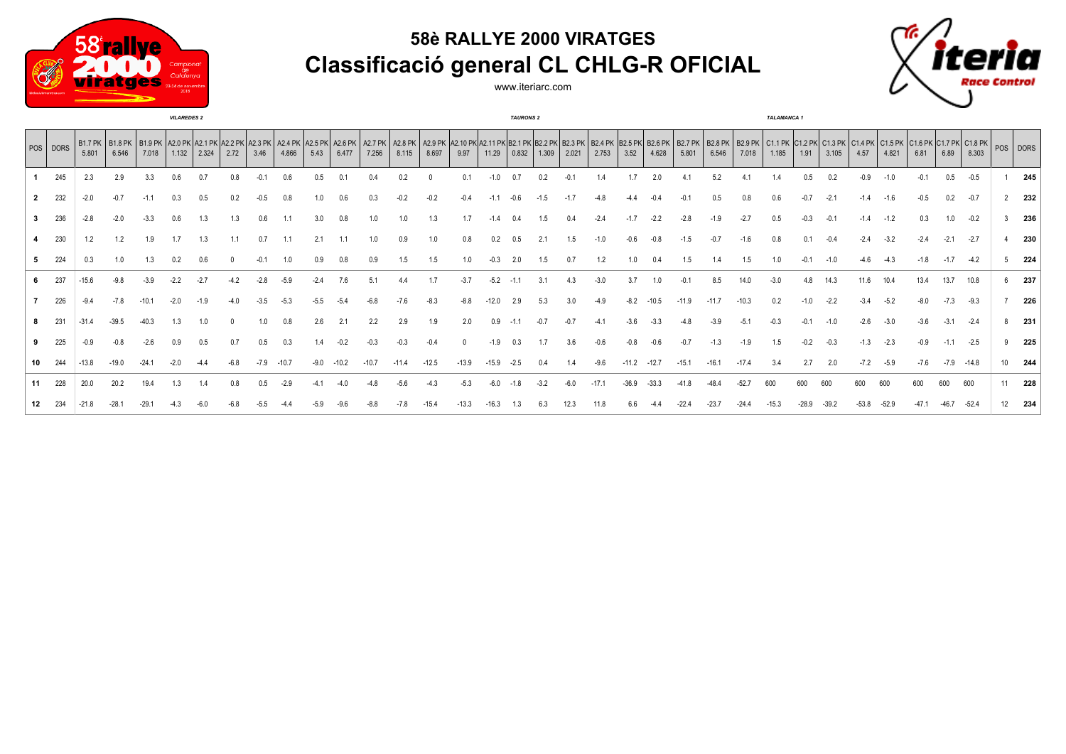# 58è RALLYE 2000 VIRATGES

## Classificació general CL CHLG-R OFICIAL

www.iteriarc.com

| POS | DORS | B1.7 PK 5.801 | B1.8 PK 6.546 | B1.9 PK 7.018 | A2.0 PK 1.132 | A2.1 PK 2.324 | A2.2 PK 2.72 | A2.3 PK 3.46 | A2.4 PK 4.866 | A2.5 PK 5.43 | A2.6 PK 6.477 | A2.7 PK 7.256 | A2.8 PK 8.115 | A2.9 PK 8.697 | A2.10 PK 9.97 | A2.11 PK 11.29 | B2.1 PK 0.832 | B2.2 PK 1.309 | B2.3 PK 2.021 | B2.4 PK 2.753 | B2.5 PK 3.52 | B2.6 PK 4.628 | B2.7 PK 5.801 | B2.8 PK 6.546 | B2.9 PK 7.018 | C1.1 PK 1.185 | C1.2 PK 1.91 | C1.3 PK 3.105 | C1.4 PK 4.57 | C1.5 PK 4.821 | C1.6 PK 6.81 | C1.7 PK 6.89 | C1.8 PK 8.303 | POS | DORS |
|---|---|---|---|---|---|---|---|---|---|---|---|---|---|---|---|---|---|---|---|---|---|---|---|---|---|---|---|---|---|---|---|---|---|---|---|
| | | VILAREDES 2 | | | | | | | | | | | | | | | TAURONS 2 | | | | | | | | | TALAMANCA 1 | | | | | | | | | |
| 1 | 245 | 2.3 | 2.9 | 3.3 | 0.6 | 0.7 | 0.8 | -0.1 | 0.6 | 0.5 | 0.1 | 0.4 | 0.2 | 0 | 0.1 | -1.0 | 0.7 | 0.2 | -0.1 | 1.4 | 1.7 | 2.0 | 4.1 | 5.2 | 4.1 | 1.4 | 0.5 | 0.2 | -0.9 | -1.0 | -0.1 | 0.5 | -0.5 | 1 | 245 |
| 2 | 232 | -2.0 | -0.7 | -1.1 | 0.3 | 0.5 | 0.2 | -0.5 | 0.8 | 1.0 | 0.6 | 0.3 | -0.2 | -0.2 | -0.4 | -1.1 | -0.6 | -1.5 | -1.7 | -4.8 | -4.4 | -0.4 | -0.1 | 0.5 | 0.8 | 0.6 | -0.7 | -2.1 | -1.4 | -1.6 | -0.5 | 0.2 | -0.7 | 2 | 232 |
| 3 | 236 | -2.8 | -2.0 | -3.3 | 0.6 | 1.3 | 1.3 | 0.6 | 1.1 | 3.0 | 0.8 | 1.0 | 1.0 | 1.3 | 1.7 | -1.4 | 0.4 | 1.5 | 0.4 | -2.4 | -1.7 | -2.2 | -2.8 | -1.9 | -2.7 | 0.5 | -0.3 | -0.1 | -1.4 | -1.2 | 0.3 | 1.0 | -0.2 | 3 | 236 |
| 4 | 230 | 1.2 | 1.2 | 1.9 | 1.7 | 1.3 | 1.1 | 0.7 | 1.1 | 2.1 | 1.1 | 1.0 | 0.9 | 1.0 | 0.8 | 0.2 | 0.5 | 2.1 | 1.5 | -1.0 | -0.6 | -0.8 | -1.5 | -0.7 | -1.6 | 0.8 | 0.1 | -0.4 | -2.4 | -3.2 | -2.4 | -2.1 | -2.7 | 4 | 230 |
| 5 | 224 | 0.3 | 1.0 | 1.3 | 0.2 | 0.6 | 0 | -0.1 | 1.0 | 0.9 | 0.8 | 0.9 | 1.5 | 1.5 | 1.0 | -0.3 | 2.0 | 1.5 | 0.7 | 1.2 | 1.0 | 0.4 | 1.5 | 1.4 | 1.5 | 1.0 | -0.1 | -1.0 | -4.6 | -4.3 | -1.8 | -1.7 | -4.2 | 5 | 224 |
| 6 | 237 | -15.6 | -9.8 | -3.9 | -2.2 | -2.7 | -4.2 | -2.8 | -5.9 | -2.4 | 7.6 | 5.1 | 4.4 | 1.7 | -3.7 | -5.2 | -1.1 | 3.1 | 4.3 | -3.0 | 3.7 | 1.0 | -0.1 | 8.5 | 14.0 | -3.0 | 4.8 | 14.3 | 11.6 | 10.4 | 13.4 | 13.7 | 10.8 | 6 | 237 |
| 7 | 226 | -9.4 | -7.8 | -10.1 | -2.0 | -1.9 | -4.0 | -3.5 | -5.3 | -5.5 | -5.4 | -6.8 | -7.6 | -8.3 | -8.8 | -12.0 | 2.9 | 5.3 | 3.0 | -4.9 | -8.2 | -10.5 | -11.9 | -11.7 | -10.3 | 0.2 | -1.0 | -2.2 | -3.4 | -5.2 | -8.0 | -7.3 | -9.3 | 7 | 226 |
| 8 | 231 | -31.4 | -39.5 | -40.3 | 1.3 | 1.0 | 0 | 1.0 | 0.8 | 2.6 | 2.1 | 2.2 | 2.9 | 1.9 | 2.0 | 0.9 | -1.1 | -0.7 | -0.7 | -4.1 | -3.6 | -3.3 | -4.8 | -3.9 | -5.1 | -0.3 | -0.1 | -1.0 | -2.6 | -3.0 | -3.6 | -3.1 | -2.4 | 8 | 231 |
| 9 | 225 | -0.9 | -0.8 | -2.6 | 0.9 | 0.5 | 0.7 | 0.5 | 0.3 | 1.4 | -0.2 | -0.3 | -0.3 | -0.4 | 0 | -1.9 | 0.3 | 1.7 | 3.6 | -0.6 | -0.8 | -0.6 | -0.7 | -1.3 | -1.9 | 1.5 | -0.2 | -0.3 | -1.3 | -2.3 | -0.9 | -1.1 | -2.5 | 9 | 225 |
| 10 | 244 | -13.8 | -19.0 | -24.1 | -2.0 | -4.4 | -6.8 | -7.9 | -10.7 | -9.0 | -10.2 | -10.7 | -11.4 | -12.5 | -13.9 | -15.9 | -2.5 | 0.4 | 1.4 | -9.6 | -11.2 | -12.7 | -15.1 | -16.1 | -17.4 | 3.4 | 2.7 | 2.0 | -7.2 | -5.9 | -7.6 | -7.9 | -14.8 | 10 | 244 |
| 11 | 228 | 20.0 | 20.2 | 19.4 | 1.3 | 1.4 | 0.8 | 0.5 | -2.9 | -4.1 | -4.0 | -4.8 | -5.6 | -4.3 | -5.3 | -6.0 | -1.8 | -3.2 | -6.0 | -17.1 | -36.9 | -33.3 | -41.8 | -48.4 | -52.7 | 600 | 600 | 600 | 600 | 600 | 600 | 600 | 600 | 11 | 228 |
| 12 | 234 | -21.8 | -28.1 | -29.1 | -4.3 | -6.0 | -6.8 | -5.5 | -4.4 | -5.9 | -9.6 | -8.8 | -7.8 | -15.4 | -13.3 | -16.3 | 1.3 | 6.3 | 12.3 | 11.8 | 6.6 | -4.4 | -22.4 | -23.7 | -24.4 | -15.3 | -28.9 | -39.2 | -53.8 | -52.9 | -47.1 | -46.7 | -52.4 | 12 | 234 |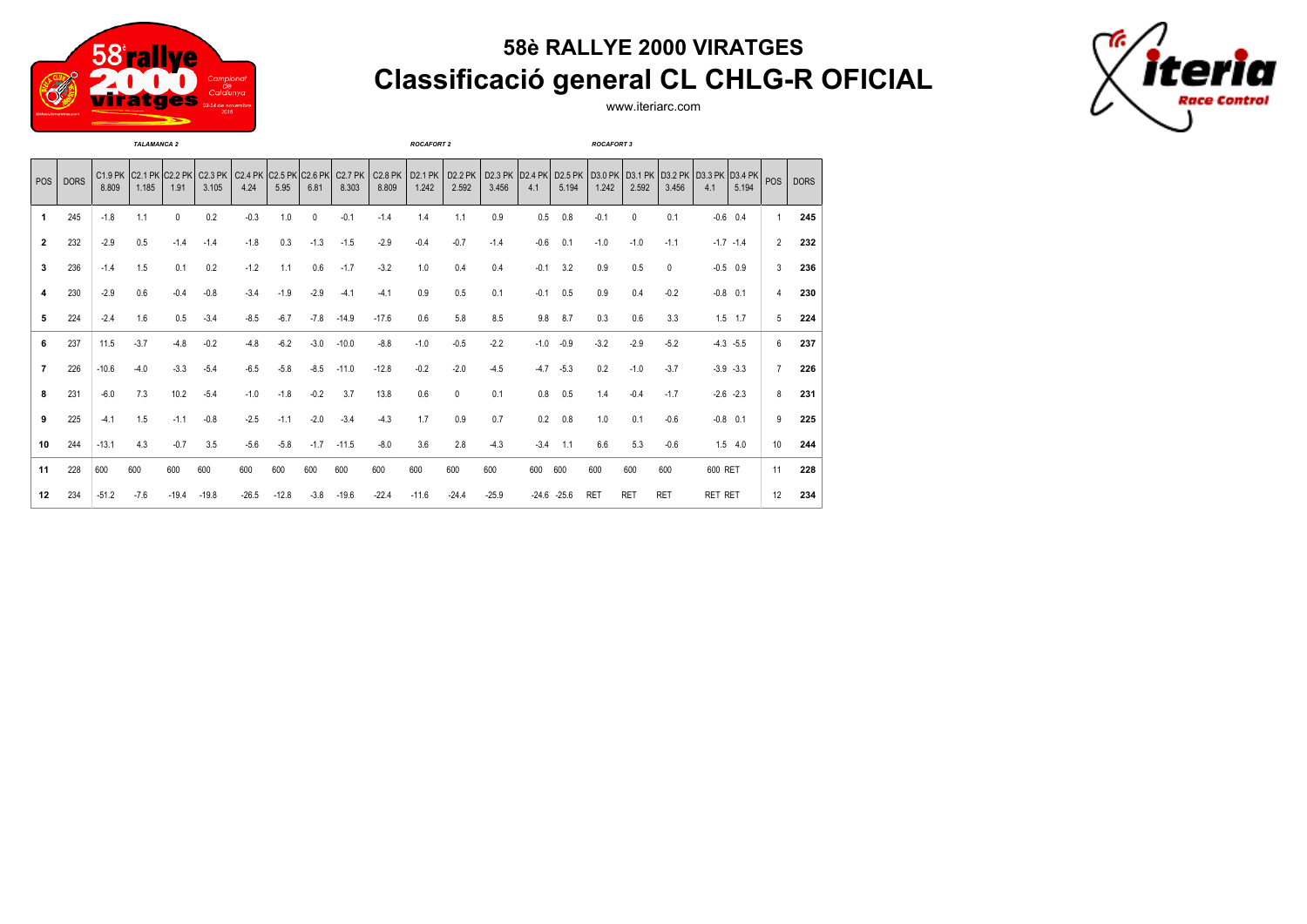# 58è RALLYE 2000 VIRATGES

## Classificació general CL CHLG-R OFICIAL

www.iteriarc.com

*TALAMANCA 2* — *ROCAFORT 2* — *ROCAFORT 3*

| POS | DORS | C1.9 PK 8.809 | C2.1 PK 1.185 | C2.2 PK 1.91 | C2.3 PK 3.105 | C2.4 PK 4.24 | C2.5 PK 5.95 | C2.6 PK 6.81 | C2.7 PK 8.303 | C2.8 PK 8.809 | D2.1 PK 1.242 | D2.2 PK 2.592 | D2.3 PK 3.456 | D2.4 PK 4.1 | D2.5 PK 5.194 | D3.0 PK 1.242 | D3.1 PK 2.592 | D3.2 PK 3.456 | D3.3 PK 4.1 | D3.4 PK 5.194 | POS | DORS |
|---|---|---|---|---|---|---|---|---|---|---|---|---|---|---|---|---|---|---|---|---|---|---|
| **1** | 245 | -1.8 | 1.1 | 0 | 0.2 | -0.3 | 1.0 | 0 | -0.1 | -1.4 | 1.4 | 1.1 | 0.9 | 0.5 | 0.8 | -0.1 | 0 | 0.1 | -0.6 | 0.4 | 1 | **245** |
| **2** | 232 | -2.9 | 0.5 | -1.4 | -1.4 | -1.8 | 0.3 | -1.3 | -1.5 | -2.9 | -0.4 | -0.7 | -1.4 | -0.6 | 0.1 | -1.0 | -1.0 | -1.1 | -1.7 | -1.4 | 2 | **232** |
| **3** | 236 | -1.4 | 1.5 | 0.1 | 0.2 | -1.2 | 1.1 | 0.6 | -1.7 | -3.2 | 1.0 | 0.4 | 0.4 | -0.1 | 3.2 | 0.9 | 0.5 | 0 | -0.5 | 0.9 | 3 | **236** |
| **4** | 230 | -2.9 | 0.6 | -0.4 | -0.8 | -3.4 | -1.9 | -2.9 | -4.1 | -4.1 | 0.9 | 0.5 | 0.1 | -0.1 | 0.5 | 0.9 | 0.4 | -0.2 | -0.8 | 0.1 | 4 | **230** |
| **5** | 224 | -2.4 | 1.6 | 0.5 | -3.4 | -8.5 | -6.7 | -7.8 | -14.9 | -17.6 | 0.6 | 5.8 | 8.5 | 9.8 | 8.7 | 0.3 | 0.6 | 3.3 | 1.5 | 1.7 | 5 | **224** |
| **6** | 237 | 11.5 | -3.7 | -4.8 | -0.2 | -4.8 | -6.2 | -3.0 | -10.0 | -8.8 | -1.0 | -0.5 | -2.2 | -1.0 | -0.9 | -3.2 | -2.9 | -5.2 | -4.3 | -5.5 | 6 | **237** |
| **7** | 226 | -10.6 | -4.0 | -3.3 | -5.4 | -6.5 | -5.8 | -8.5 | -11.0 | -12.8 | -0.2 | -2.0 | -4.5 | -4.7 | -5.3 | 0.2 | -1.0 | -3.7 | -3.9 | -3.3 | 7 | **226** |
| **8** | 231 | -6.0 | 7.3 | 10.2 | -5.4 | -1.0 | -1.8 | -0.2 | 3.7 | 13.8 | 0.6 | 0 | 0.1 | 0.8 | 0.5 | 1.4 | -0.4 | -1.7 | -2.6 | -2.3 | 8 | **231** |
| **9** | 225 | -4.1 | 1.5 | -1.1 | -0.8 | -2.5 | -1.1 | -2.0 | -3.4 | -4.3 | 1.7 | 0.9 | 0.7 | 0.2 | 0.8 | 1.0 | 0.1 | -0.6 | -0.8 | 0.1 | 9 | **225** |
| **10** | 244 | -13.1 | 4.3 | -0.7 | 3.5 | -5.6 | -5.8 | -1.7 | -11.5 | -8.0 | 3.6 | 2.8 | -4.3 | -3.4 | 1.1 | 6.6 | 5.3 | -0.6 | 1.5 | 4.0 | 10 | **244** |
| **11** | 228 | 600 | 600 | 600 | 600 | 600 | 600 | 600 | 600 | 600 | 600 | 600 | 600 | 600 | 600 | 600 | 600 | 600 | 600 | RET | 11 | **228** |
| **12** | 234 | -51.2 | -7.6 | -19.4 | -19.8 | -26.5 | -12.8 | -3.8 | -19.6 | -22.4 | -11.6 | -24.4 | -25.9 | -24.6 | -25.6 | RET | RET | RET | RET | RET | 12 | **234** |